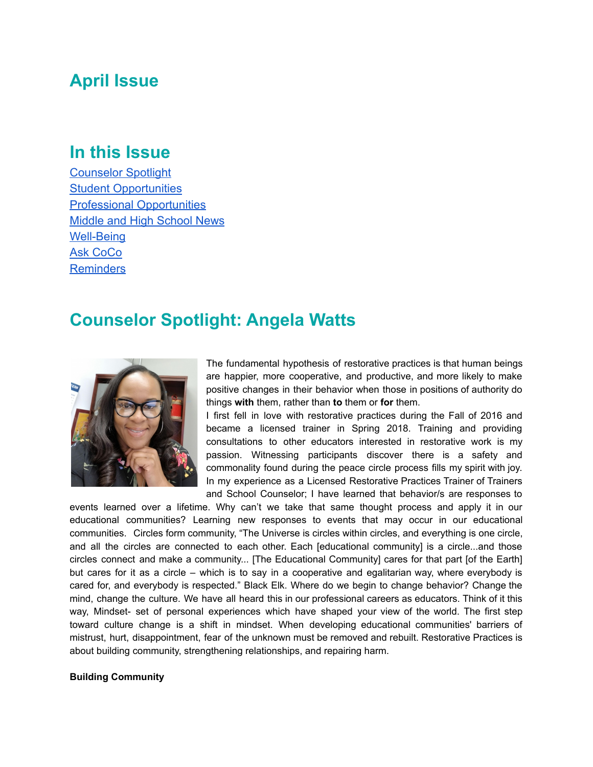# April Issue

## In this Issue

[Counselor Spotlight]
[Student Opportunities]
[Professional Opportunities]
[Middle and High School News]
[Well-Being]
[Ask CoCo]
[Reminders]

## Counselor Spotlight: Angela Watts

The fundamental hypothesis of restorative practices is that human beings are happier, more cooperative, and productive, and more likely to make positive changes in their behavior when those in positions of authority do things **with** them, rather than **to** them or **for** them.

I first fell in love with restorative practices during the Fall of 2016 and became a licensed trainer in Spring 2018. Training and providing consultations to other educators interested in restorative work is my passion. Witnessing participants discover there is a safety and commonality found during the peace circle process fills my spirit with joy. In my experience as a Licensed Restorative Practices Trainer of Trainers and School Counselor; I have learned that behavior/s are responses to events learned over a lifetime. Why can't we take that same thought process and apply it in our educational communities? Learning new responses to events that may occur in our educational communities. Circles form community, "The Universe is circles within circles, and everything is one circle, and all the circles are connected to each other. Each [educational community] is a circle...and those circles connect and make a community... [The Educational Community] cares for that part [of the Earth] but cares for it as a circle – which is to say in a cooperative and egalitarian way, where everybody is cared for, and everybody is respected." Black Elk. Where do we begin to change behavior? Change the mind, change the culture. We have all heard this in our professional careers as educators. Think of it this way, Mindset- set of personal experiences which have shaped your view of the world. The first step toward culture change is a shift in mindset. When developing educational communities' barriers of mistrust, hurt, disappointment, fear of the unknown must be removed and rebuilt. Restorative Practices is about building community, strengthening relationships, and repairing harm.

**Building Community**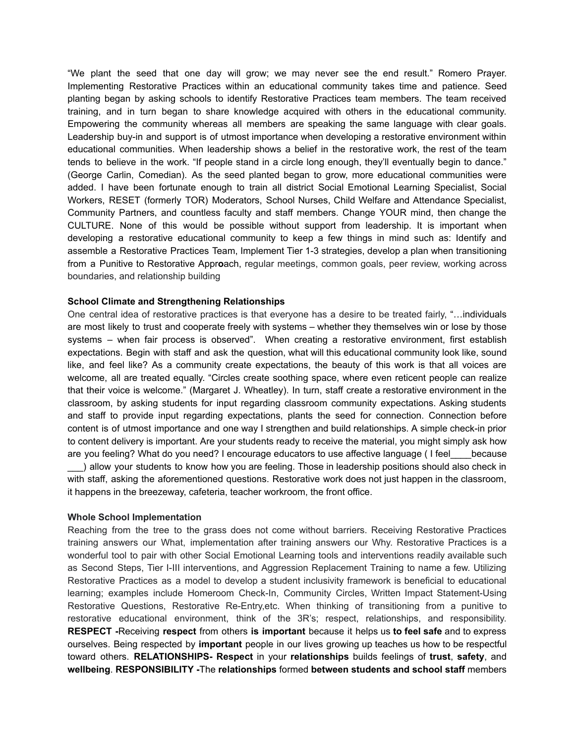"We plant the seed that one day will grow; we may never see the end result." Romero Prayer. Implementing Restorative Practices within an educational community takes time and patience. Seed planting began by asking schools to identify Restorative Practices team members. The team received training, and in turn began to share knowledge acquired with others in the educational community. Empowering the community whereas all members are speaking the same language with clear goals. Leadership buy-in and support is of utmost importance when developing a restorative environment within educational communities. When leadership shows a belief in the restorative work, the rest of the team tends to believe in the work. "If people stand in a circle long enough, they'll eventually begin to dance." (George Carlin, Comedian). As the seed planted began to grow, more educational communities were added. I have been fortunate enough to train all district Social Emotional Learning Specialist, Social Workers, RESET (formerly TOR) Moderators, School Nurses, Child Welfare and Attendance Specialist, Community Partners, and countless faculty and staff members. Change YOUR mind, then change the CULTURE. None of this would be possible without support from leadership. It is important when developing a restorative educational community to keep a few things in mind such as: Identify and assemble a Restorative Practices Team, Implement Tier 1-3 strategies, develop a plan when transitioning from a Punitive to Restorative Appr**o**ach, regular meetings, common goals, peer review, working across boundaries, and relationship building

**School Climate and Strengthening Relationships**

One central idea of restorative practices is that everyone has a desire to be treated fairly, "…individuals are most likely to trust and cooperate freely with systems – whether they themselves win or lose by those systems – when fair process is observed". When creating a restorative environment, first establish expectations. Begin with staff and ask the question, what will this educational community look like, sound like, and feel like? As a community create expectations, the beauty of this work is that all voices are welcome, all are treated equally. "Circles create soothing space, where even reticent people can realize that their voice is welcome." (Margaret J. Wheatley). In turn, staff create a restorative environment in the classroom, by asking students for input regarding classroom community expectations. Asking students and staff to provide input regarding expectations, plants the seed for connection. Connection before content is of utmost importance and one way I strengthen and build relationships. A simple check-in prior to content delivery is important. Are your students ready to receive the material, you might simply ask how are you feeling? What do you need? I encourage educators to use affective language ( I feel____because ___) allow your students to know how you are feeling. Those in leadership positions should also check in with staff, asking the aforementioned questions. Restorative work does not just happen in the classroom, it happens in the breezeway, cafeteria, teacher workroom, the front office.

**Whole School Implementation**

Reaching from the tree to the grass does not come without barriers. Receiving Restorative Practices training answers our What, implementation after training answers our Why. Restorative Practices is a wonderful tool to pair with other Social Emotional Learning tools and interventions readily available such as Second Steps, Tier I-III interventions, and Aggression Replacement Training to name a few. Utilizing Restorative Practices as a model to develop a student inclusivity framework is beneficial to educational learning; examples include Homeroom Check-In, Community Circles, Written Impact Statement-Using Restorative Questions, Restorative Re-Entry,etc. When thinking of transitioning from a punitive to restorative educational environment, think of the 3R's; respect, relationships, and responsibility. **RESPECT -**Receiving **respect** from others **is important** because it helps us **to feel safe** and to express ourselves. Being respected by **important** people in our lives growing up teaches us how to be respectful toward others. **RELATIONSHIPS- Respect** in your **relationships** builds feelings of **trust**, **safety**, and **wellbeing**. **RESPONSIBILITY -**The **relationships** formed **between students and school staff** members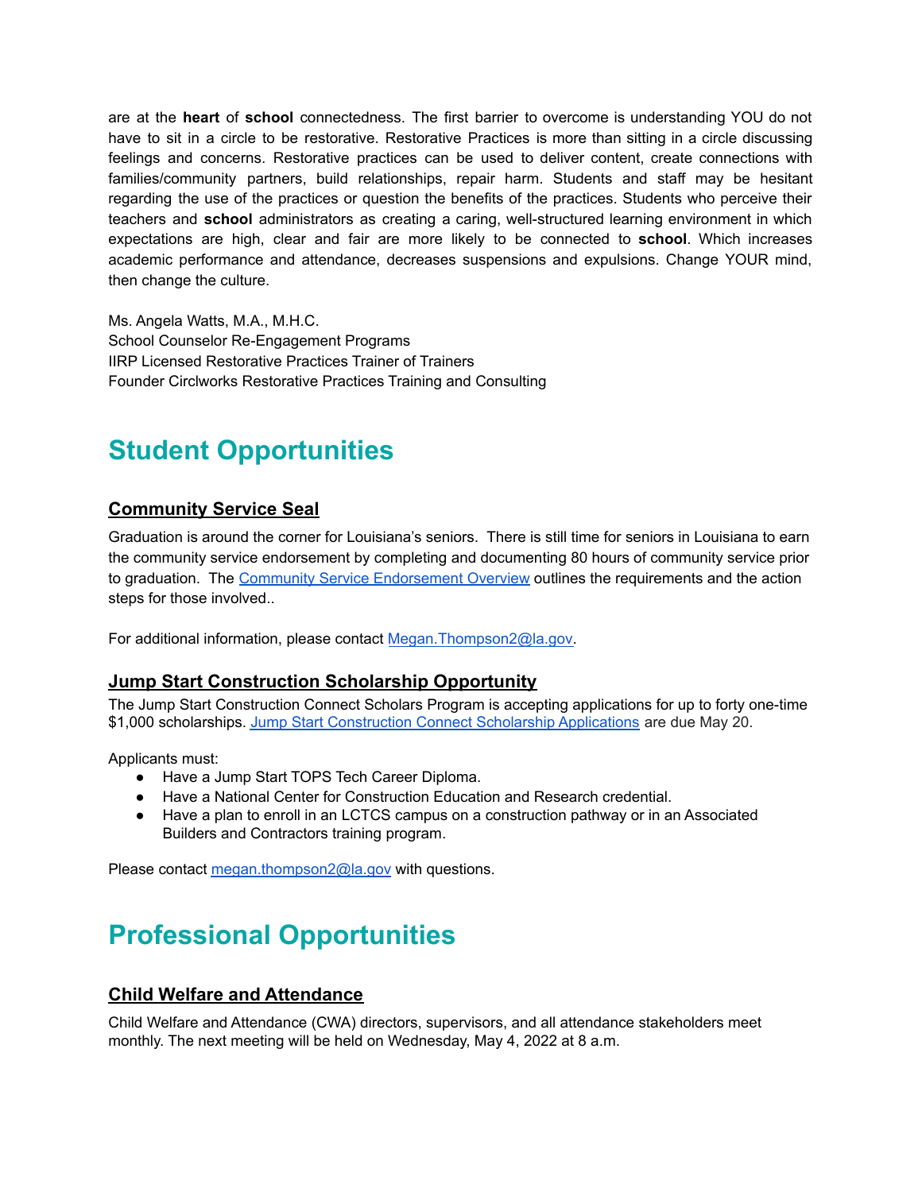are at the **heart** of **school** connectedness. The first barrier to overcome is understanding YOU do not have to sit in a circle to be restorative. Restorative Practices is more than sitting in a circle discussing feelings and concerns. Restorative practices can be used to deliver content, create connections with families/community partners, build relationships, repair harm. Students and staff may be hesitant regarding the use of the practices or question the benefits of the practices. Students who perceive their teachers and **school** administrators as creating a caring, well-structured learning environment in which expectations are high, clear and fair are more likely to be connected to **school**. Which increases academic performance and attendance, decreases suspensions and expulsions. Change YOUR mind, then change the culture.

Ms. Angela Watts, M.A., M.H.C.
School Counselor Re-Engagement Programs
IIRP Licensed Restorative Practices Trainer of Trainers
Founder Circlworks Restorative Practices Training and Consulting

# Student Opportunities

## Community Service Seal

Graduation is around the corner for Louisiana's seniors. There is still time for seniors in Louisiana to earn the community service endorsement by completing and documenting 80 hours of community service prior to graduation. The Community Service Endorsement Overview outlines the requirements and the action steps for those involved..

For additional information, please contact Megan.Thompson2@la.gov.

## Jump Start Construction Scholarship Opportunity

The Jump Start Construction Connect Scholars Program is accepting applications for up to forty one-time $1,000 scholarships. Jump Start Construction Connect Scholarship Applications are due May 20.

Applicants must:

- Have a Jump Start TOPS Tech Career Diploma.
- Have a National Center for Construction Education and Research credential.
- Have a plan to enroll in an LCTCS campus on a construction pathway or in an Associated Builders and Contractors training program.

Please contact megan.thompson2@la.gov with questions.

# Professional Opportunities

## Child Welfare and Attendance

Child Welfare and Attendance (CWA) directors, supervisors, and all attendance stakeholders meet monthly. The next meeting will be held on Wednesday, May 4, 2022 at 8 a.m.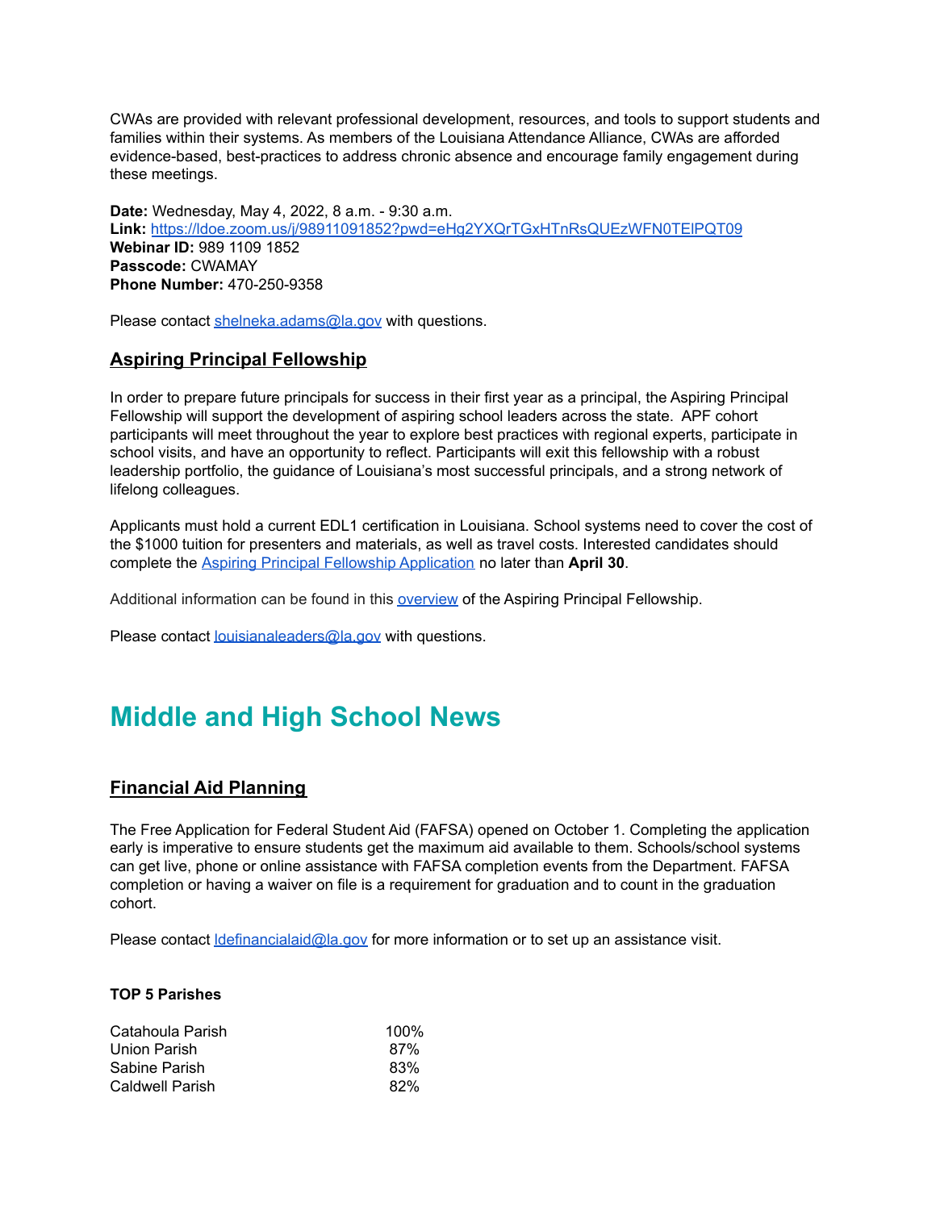CWAs are provided with relevant professional development, resources, and tools to support students and families within their systems. As members of the Louisiana Attendance Alliance, CWAs are afforded evidence-based, best-practices to address chronic absence and encourage family engagement during these meetings.

**Date:** Wednesday, May 4, 2022, 8 a.m. - 9:30 a.m.
**Link:** [https://ldoe.zoom.us/j/98911091852?pwd=eHg2YXQrTGxHTnRsQUEzWFN0TElPQT09](https://ldoe.zoom.us/j/98911091852?pwd=eHg2YXQrTGxHTnRsQUEzWFN0TElPQT09)
**Webinar ID:** 989 1109 1852
**Passcode:** CWAMAY
**Phone Number:** 470-250-9358

Please contact [shelneka.adams@la.gov](mailto:shelneka.adams@la.gov) with questions.

## Aspiring Principal Fellowship

In order to prepare future principals for success in their first year as a principal, the Aspiring Principal Fellowship will support the development of aspiring school leaders across the state. APF cohort participants will meet throughout the year to explore best practices with regional experts, participate in school visits, and have an opportunity to reflect. Participants will exit this fellowship with a robust leadership portfolio, the guidance of Louisiana's most successful principals, and a strong network of lifelong colleagues.

Applicants must hold a current EDL1 certification in Louisiana. School systems need to cover the cost of the $1000 tuition for presenters and materials, as well as travel costs. Interested candidates should complete the Aspiring Principal Fellowship Application no later than **April 30**.

Additional information can be found in this overview of the Aspiring Principal Fellowship.

Please contact [louisianaleaders@la.gov](mailto:louisianaleaders@la.gov) with questions.

# Middle and High School News

## Financial Aid Planning

The Free Application for Federal Student Aid (FAFSA) opened on October 1. Completing the application early is imperative to ensure students get the maximum aid available to them. Schools/school systems can get live, phone or online assistance with FAFSA completion events from the Department. FAFSA completion or having a waiver on file is a requirement for graduation and to count in the graduation cohort.

Please contact [ldefinancialaid@la.gov](mailto:ldefinancialaid@la.gov) for more information or to set up an assistance visit.

**TOP 5 Parishes**

| | |
|---|---|
| Catahoula Parish | 100% |
| Union Parish | 87% |
| Sabine Parish | 83% |
| Caldwell Parish | 82% |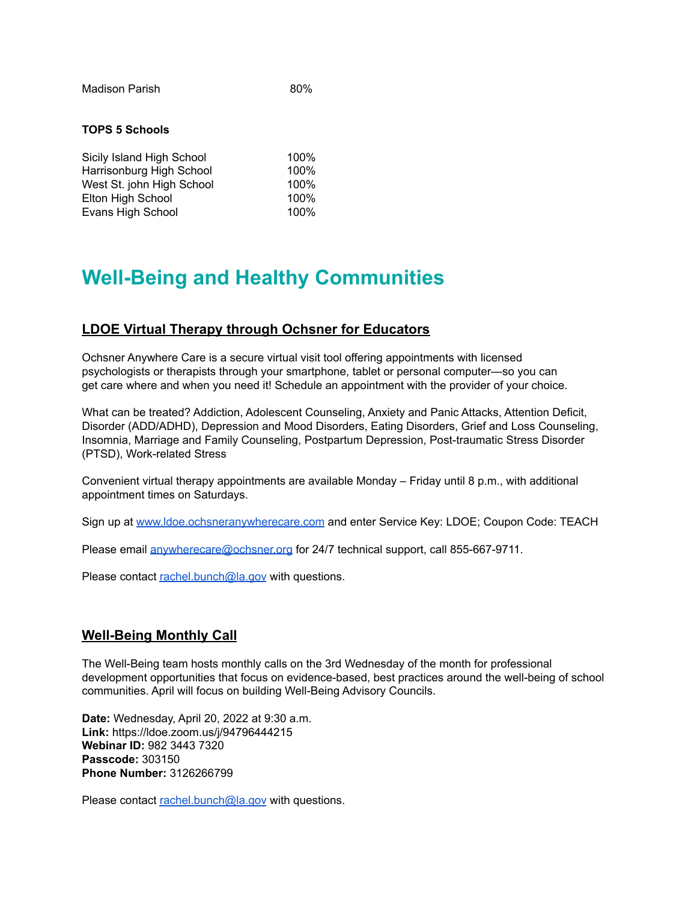| | |
|---|---|
| Madison Parish | 80% |

**TOPS 5 Schools**

| | |
|---|---|
| Sicily Island High School | 100% |
| Harrisonburg High School | 100% |
| West St. john High School | 100% |
| Elton High School | 100% |
| Evans High School | 100% |

# Well-Being and Healthy Communities

## LDOE Virtual Therapy through Ochsner for Educators

Ochsner Anywhere Care is a secure virtual visit tool offering appointments with licensed psychologists or therapists through your smartphone, tablet or personal computer—so you can get care where and when you need it! Schedule an appointment with the provider of your choice.

What can be treated? Addiction, Adolescent Counseling, Anxiety and Panic Attacks, Attention Deficit, Disorder (ADD/ADHD), Depression and Mood Disorders, Eating Disorders, Grief and Loss Counseling, Insomnia, Marriage and Family Counseling, Postpartum Depression, Post-traumatic Stress Disorder (PTSD), Work-related Stress

Convenient virtual therapy appointments are available Monday – Friday until 8 p.m., with additional appointment times on Saturdays.

Sign up at [www.ldoe.ochsneranywherecare.com](www.ldoe.ochsneranywherecare.com) and enter Service Key: LDOE; Coupon Code: TEACH

Please email [anywherecare@ochsner.org](mailto:anywherecare@ochsner.org) for 24/7 technical support, call 855-667-9711.

Please contact [rachel.bunch@la.gov](mailto:rachel.bunch@la.gov) with questions.

## Well-Being Monthly Call

The Well-Being team hosts monthly calls on the 3rd Wednesday of the month for professional development opportunities that focus on evidence-based, best practices around the well-being of school communities. April will focus on building Well-Being Advisory Councils.

**Date:** Wednesday, April 20, 2022 at 9:30 a.m.
**Link:** https://ldoe.zoom.us/j/94796444215
**Webinar ID:** 982 3443 7320
**Passcode:** 303150
**Phone Number:** 3126266799

Please contact [rachel.bunch@la.gov](mailto:rachel.bunch@la.gov) with questions.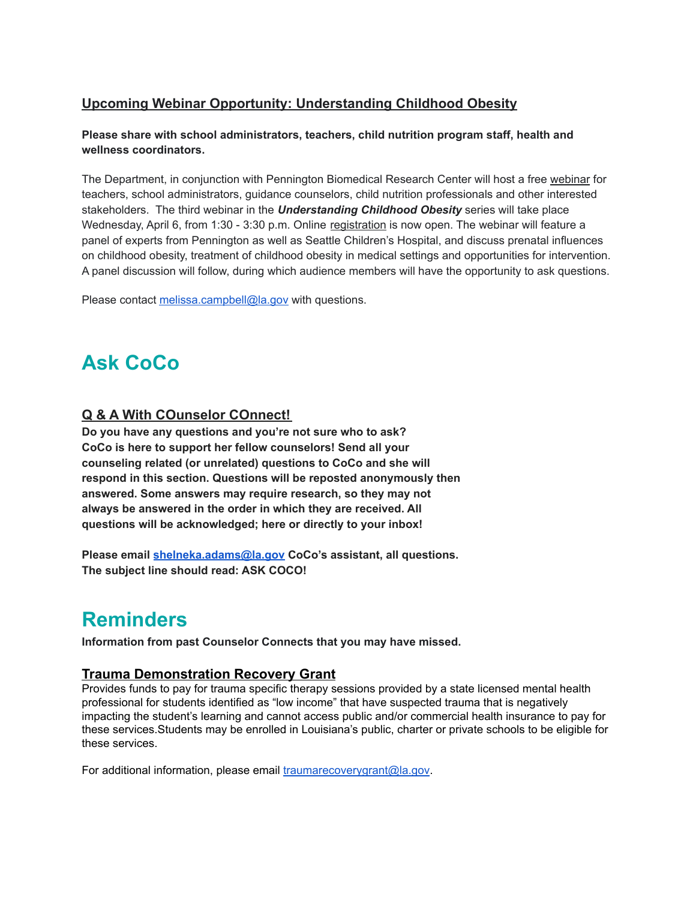### Upcoming Webinar Opportunity: Understanding Childhood Obesity

**Please share with school administrators, teachers, child nutrition program staff, health and wellness coordinators.**

The Department, in conjunction with Pennington Biomedical Research Center will host a free webinar for teachers, school administrators, guidance counselors, child nutrition professionals and other interested stakeholders. The third webinar in the ***Understanding Childhood Obesity*** series will take place Wednesday, April 6, from 1:30 - 3:30 p.m. Online registration is now open. The webinar will feature a panel of experts from Pennington as well as Seattle Children's Hospital, and discuss prenatal influences on childhood obesity, treatment of childhood obesity in medical settings and opportunities for intervention. A panel discussion will follow, during which audience members will have the opportunity to ask questions.

Please contact melissa.campbell@la.gov with questions.

# Ask CoCo

### Q & A With COunselor COnnect!

**Do you have any questions and you're not sure who to ask? CoCo is here to support her fellow counselors! Send all your counseling related (or unrelated) questions to CoCo and she will respond in this section. Questions will be reposted anonymously then answered. Some answers may require research, so they may not always be answered in the order in which they are received. All questions will be acknowledged; here or directly to your inbox!**

**Please email shelneka.adams@la.gov CoCo's assistant, all questions. The subject line should read: ASK COCO!**

# Reminders

**Information from past Counselor Connects that you may have missed.**

### Trauma Demonstration Recovery Grant

Provides funds to pay for trauma specific therapy sessions provided by a state licensed mental health professional for students identified as "low income" that have suspected trauma that is negatively impacting the student's learning and cannot access public and/or commercial health insurance to pay for these services.Students may be enrolled in Louisiana's public, charter or private schools to be eligible for these services.

For additional information, please email traumarecoverygrant@la.gov.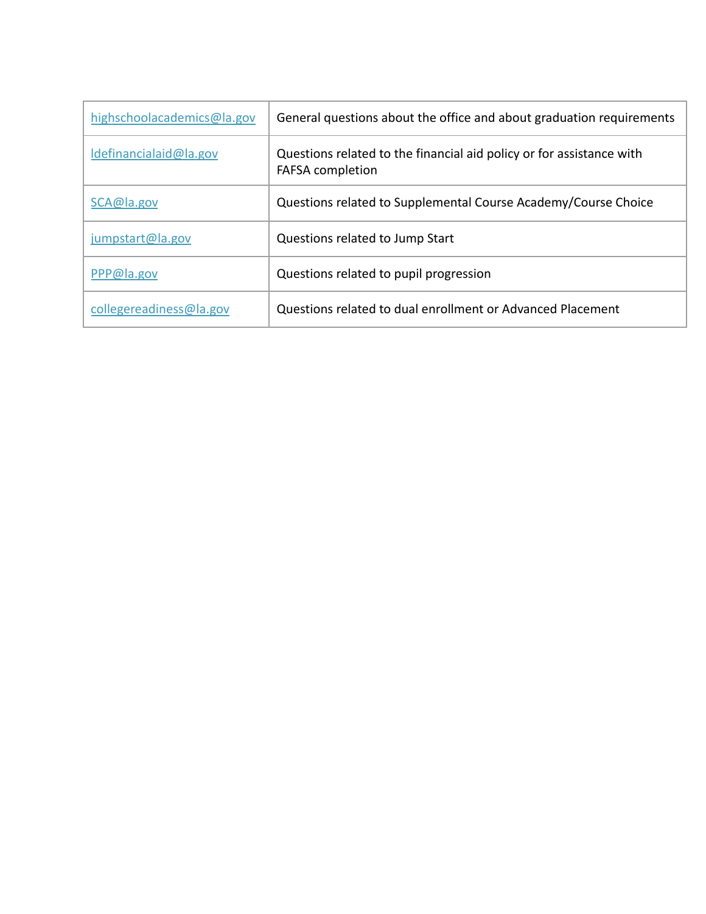| | |
|---|---|
| highschoolacademics@la.gov | General questions about the office and about graduation requirements |
| ldefinancialaid@la.gov | Questions related to the financial aid policy or for assistance with FAFSA completion |
| SCA@la.gov | Questions related to Supplemental Course Academy/Course Choice |
| jumpstart@la.gov | Questions related to Jump Start |
| PPP@la.gov | Questions related to pupil progression |
| collegereadiness@la.gov | Questions related to dual enrollment or Advanced Placement |